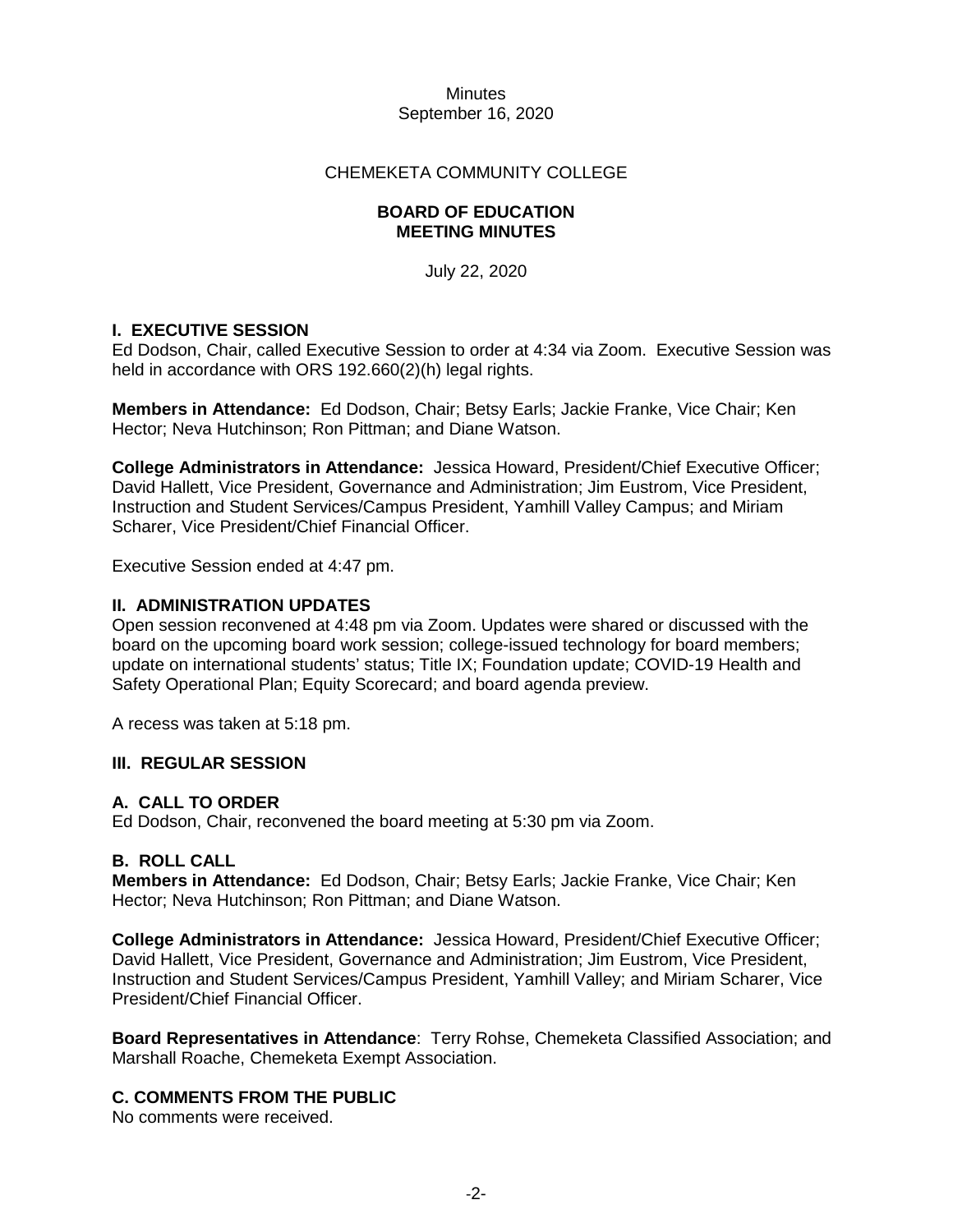Minutes
September 16, 2020

CHEMEKETA COMMUNITY COLLEGE

**BOARD OF EDUCATION**
**MEETING MINUTES**

July 22, 2020

## I. EXECUTIVE SESSION

Ed Dodson, Chair, called Executive Session to order at 4:34 via Zoom. Executive Session was held in accordance with ORS 192.660(2)(h) legal rights.

**Members in Attendance:** Ed Dodson, Chair; Betsy Earls; Jackie Franke, Vice Chair; Ken Hector; Neva Hutchinson; Ron Pittman; and Diane Watson.

**College Administrators in Attendance:** Jessica Howard, President/Chief Executive Officer; David Hallett, Vice President, Governance and Administration; Jim Eustrom, Vice President, Instruction and Student Services/Campus President, Yamhill Valley Campus; and Miriam Scharer, Vice President/Chief Financial Officer.

Executive Session ended at 4:47 pm.

## II. ADMINISTRATION UPDATES

Open session reconvened at 4:48 pm via Zoom. Updates were shared or discussed with the board on the upcoming board work session; college-issued technology for board members; update on international students' status; Title IX; Foundation update; COVID-19 Health and Safety Operational Plan; Equity Scorecard; and board agenda preview.

A recess was taken at 5:18 pm.

## III. REGULAR SESSION

### A. CALL TO ORDER

Ed Dodson, Chair, reconvened the board meeting at 5:30 pm via Zoom.

### B. ROLL CALL

**Members in Attendance:** Ed Dodson, Chair; Betsy Earls; Jackie Franke, Vice Chair; Ken Hector; Neva Hutchinson; Ron Pittman; and Diane Watson.

**College Administrators in Attendance:** Jessica Howard, President/Chief Executive Officer; David Hallett, Vice President, Governance and Administration; Jim Eustrom, Vice President, Instruction and Student Services/Campus President, Yamhill Valley; and Miriam Scharer, Vice President/Chief Financial Officer.

**Board Representatives in Attendance**: Terry Rohse, Chemeketa Classified Association; and Marshall Roache, Chemeketa Exempt Association.

### C. COMMENTS FROM THE PUBLIC

No comments were received.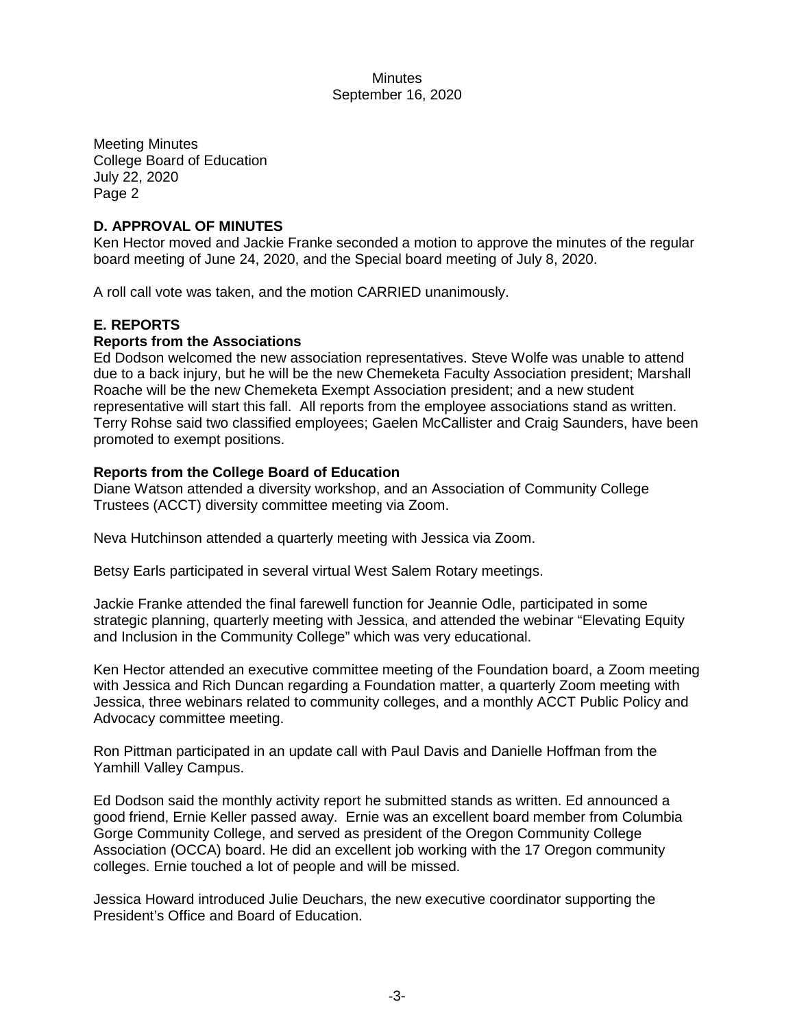Meeting Minutes
College Board of Education
July 22, 2020
Page 2

## D. APPROVAL OF MINUTES

Ken Hector moved and Jackie Franke seconded a motion to approve the minutes of the regular board meeting of June 24, 2020, and the Special board meeting of July 8, 2020.

A roll call vote was taken, and the motion CARRIED unanimously.

## E. REPORTS

### Reports from the Associations

Ed Dodson welcomed the new association representatives. Steve Wolfe was unable to attend due to a back injury, but he will be the new Chemeketa Faculty Association president; Marshall Roache will be the new Chemeketa Exempt Association president; and a new student representative will start this fall. All reports from the employee associations stand as written. Terry Rohse said two classified employees; Gaelen McCallister and Craig Saunders, have been promoted to exempt positions.

### Reports from the College Board of Education

Diane Watson attended a diversity workshop, and an Association of Community College Trustees (ACCT) diversity committee meeting via Zoom.

Neva Hutchinson attended a quarterly meeting with Jessica via Zoom.

Betsy Earls participated in several virtual West Salem Rotary meetings.

Jackie Franke attended the final farewell function for Jeannie Odle, participated in some strategic planning, quarterly meeting with Jessica, and attended the webinar "Elevating Equity and Inclusion in the Community College" which was very educational.

Ken Hector attended an executive committee meeting of the Foundation board, a Zoom meeting with Jessica and Rich Duncan regarding a Foundation matter, a quarterly Zoom meeting with Jessica, three webinars related to community colleges, and a monthly ACCT Public Policy and Advocacy committee meeting.

Ron Pittman participated in an update call with Paul Davis and Danielle Hoffman from the Yamhill Valley Campus.

Ed Dodson said the monthly activity report he submitted stands as written. Ed announced a good friend, Ernie Keller passed away. Ernie was an excellent board member from Columbia Gorge Community College, and served as president of the Oregon Community College Association (OCCA) board. He did an excellent job working with the 17 Oregon community colleges. Ernie touched a lot of people and will be missed.

Jessica Howard introduced Julie Deuchars, the new executive coordinator supporting the President's Office and Board of Education.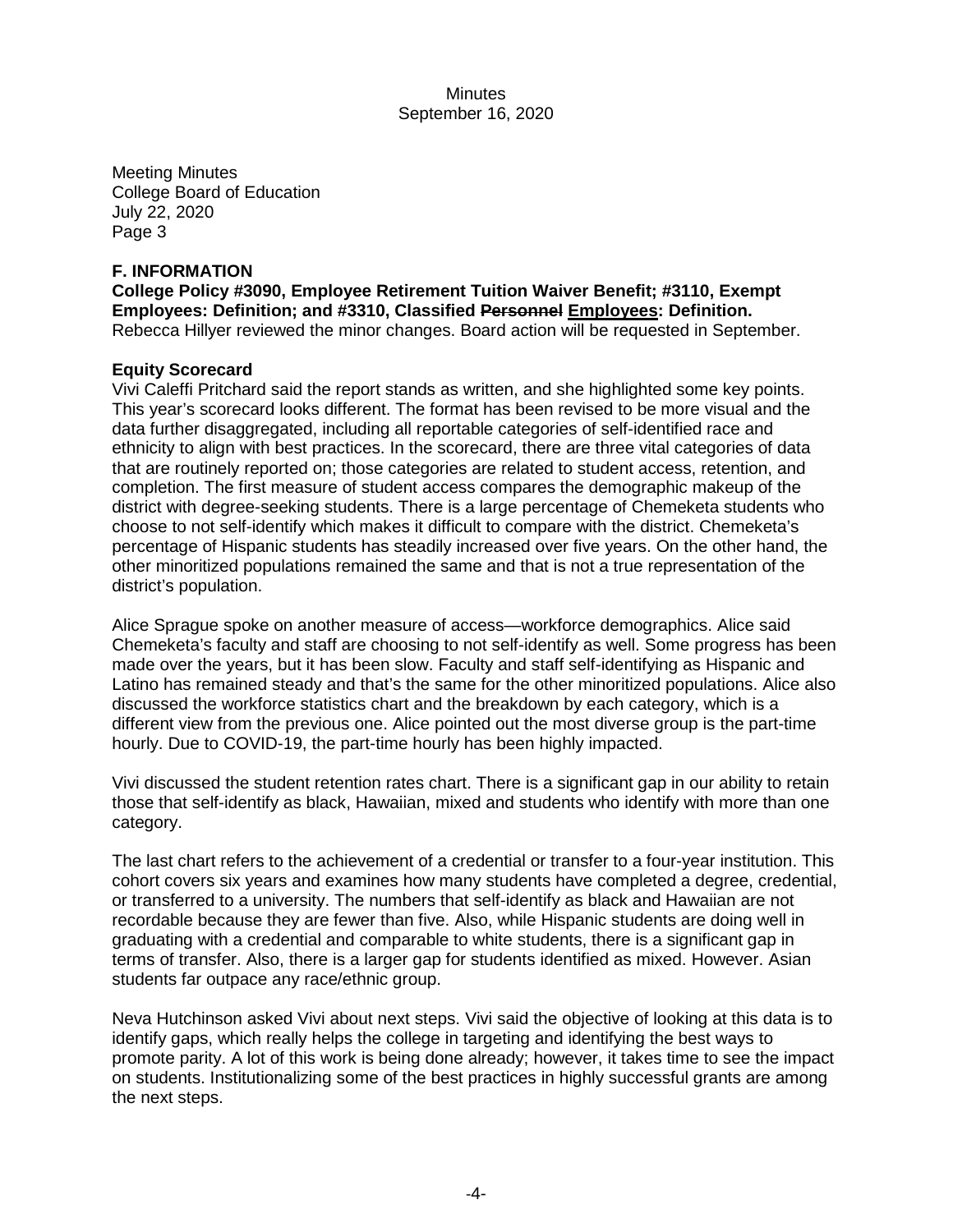## F. INFORMATION

**College Policy #3090, Employee Retirement Tuition Waiver Benefit; #3110, Exempt Employees: Definition; and #3310, Classified ~~Personnel~~ Employees: Definition.**
Rebecca Hillyer reviewed the minor changes. Board action will be requested in September.

**Equity Scorecard**
Vivi Caleffi Pritchard said the report stands as written, and she highlighted some key points. This year's scorecard looks different. The format has been revised to be more visual and the data further disaggregated, including all reportable categories of self-identified race and ethnicity to align with best practices. In the scorecard, there are three vital categories of data that are routinely reported on; those categories are related to student access, retention, and completion. The first measure of student access compares the demographic makeup of the district with degree-seeking students. There is a large percentage of Chemeketa students who choose to not self-identify which makes it difficult to compare with the district. Chemeketa's percentage of Hispanic students has steadily increased over five years. On the other hand, the other minoritized populations remained the same and that is not a true representation of the district's population.

Alice Sprague spoke on another measure of access—workforce demographics. Alice said Chemeketa's faculty and staff are choosing to not self-identify as well. Some progress has been made over the years, but it has been slow. Faculty and staff self-identifying as Hispanic and Latino has remained steady and that's the same for the other minoritized populations. Alice also discussed the workforce statistics chart and the breakdown by each category, which is a different view from the previous one. Alice pointed out the most diverse group is the part-time hourly. Due to COVID-19, the part-time hourly has been highly impacted.

Vivi discussed the student retention rates chart. There is a significant gap in our ability to retain those that self-identify as black, Hawaiian, mixed and students who identify with more than one category.

The last chart refers to the achievement of a credential or transfer to a four-year institution. This cohort covers six years and examines how many students have completed a degree, credential, or transferred to a university. The numbers that self-identify as black and Hawaiian are not recordable because they are fewer than five. Also, while Hispanic students are doing well in graduating with a credential and comparable to white students, there is a significant gap in terms of transfer. Also, there is a larger gap for students identified as mixed. However. Asian students far outpace any race/ethnic group.

Neva Hutchinson asked Vivi about next steps. Vivi said the objective of looking at this data is to identify gaps, which really helps the college in targeting and identifying the best ways to promote parity. A lot of this work is being done already; however, it takes time to see the impact on students. Institutionalizing some of the best practices in highly successful grants are among the next steps.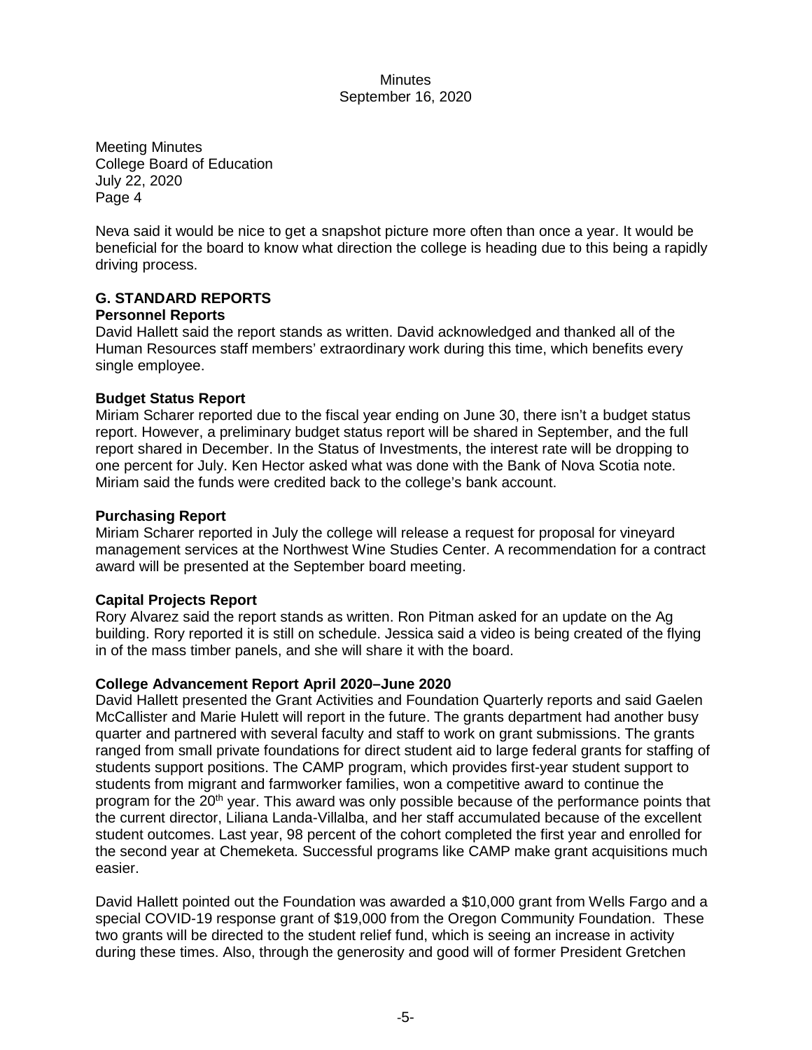Neva said it would be nice to get a snapshot picture more often than once a year. It would be beneficial for the board to know what direction the college is heading due to this being a rapidly driving process.

## G. STANDARD REPORTS

### Personnel Reports

David Hallett said the report stands as written. David acknowledged and thanked all of the Human Resources staff members' extraordinary work during this time, which benefits every single employee.

### Budget Status Report

Miriam Scharer reported due to the fiscal year ending on June 30, there isn't a budget status report. However, a preliminary budget status report will be shared in September, and the full report shared in December. In the Status of Investments, the interest rate will be dropping to one percent for July. Ken Hector asked what was done with the Bank of Nova Scotia note. Miriam said the funds were credited back to the college's bank account.

### Purchasing Report

Miriam Scharer reported in July the college will release a request for proposal for vineyard management services at the Northwest Wine Studies Center. A recommendation for a contract award will be presented at the September board meeting.

### Capital Projects Report

Rory Alvarez said the report stands as written. Ron Pitman asked for an update on the Ag building. Rory reported it is still on schedule. Jessica said a video is being created of the flying in of the mass timber panels, and she will share it with the board.

### College Advancement Report April 2020–June 2020

David Hallett presented the Grant Activities and Foundation Quarterly reports and said Gaelen McCallister and Marie Hulett will report in the future. The grants department had another busy quarter and partnered with several faculty and staff to work on grant submissions. The grants ranged from small private foundations for direct student aid to large federal grants for staffing of students support positions. The CAMP program, which provides first-year student support to students from migrant and farmworker families, won a competitive award to continue the program for the 20th year. This award was only possible because of the performance points that the current director, Liliana Landa-Villalba, and her staff accumulated because of the excellent student outcomes. Last year, 98 percent of the cohort completed the first year and enrolled for the second year at Chemeketa. Successful programs like CAMP make grant acquisitions much easier.

David Hallett pointed out the Foundation was awarded a $10,000 grant from Wells Fargo and a special COVID-19 response grant of $19,000 from the Oregon Community Foundation. These two grants will be directed to the student relief fund, which is seeing an increase in activity during these times. Also, through the generosity and good will of former President Gretchen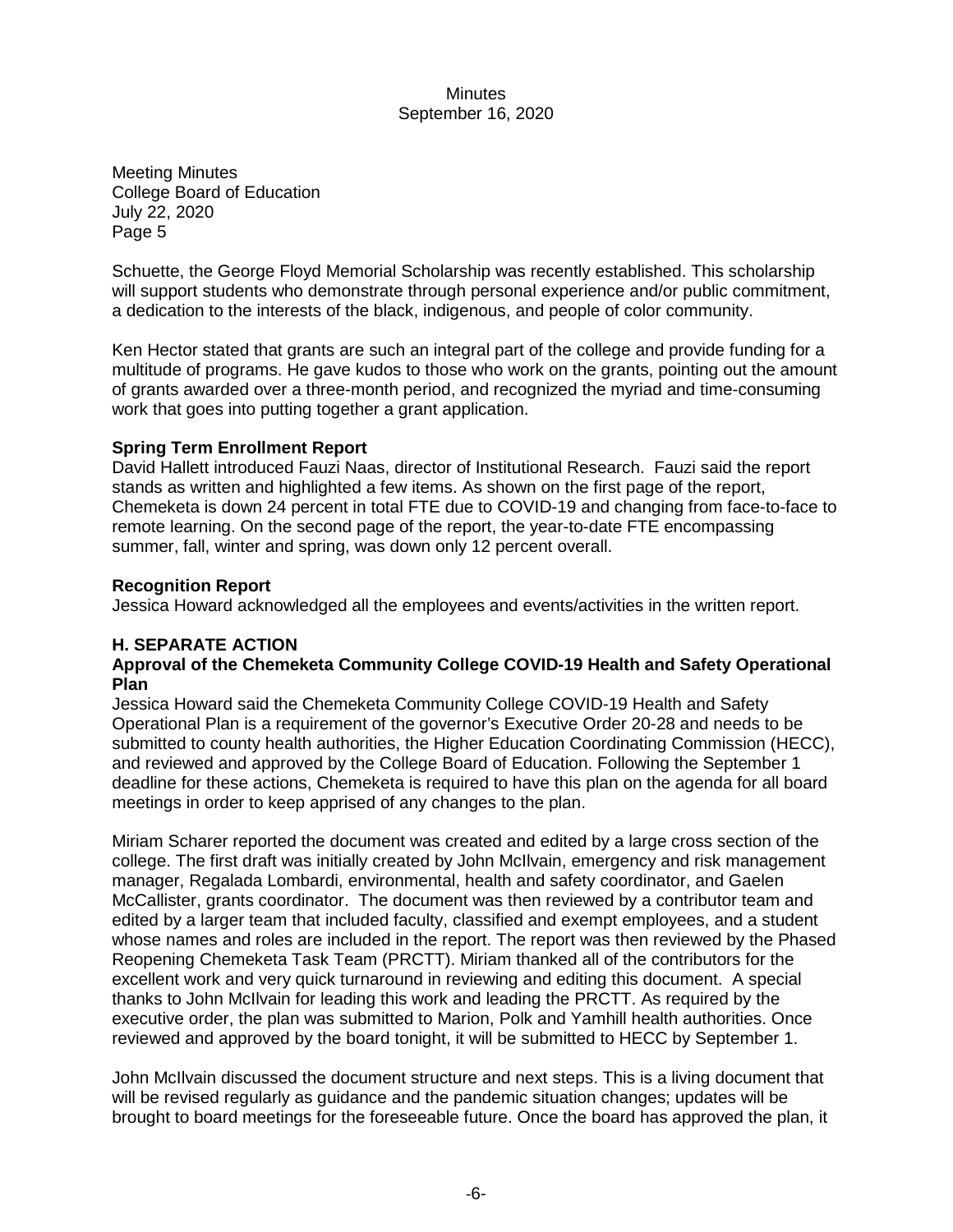Meeting Minutes
College Board of Education
July 22, 2020
Page 5

Schuette, the George Floyd Memorial Scholarship was recently established. This scholarship will support students who demonstrate through personal experience and/or public commitment, a dedication to the interests of the black, indigenous, and people of color community.

Ken Hector stated that grants are such an integral part of the college and provide funding for a multitude of programs. He gave kudos to those who work on the grants, pointing out the amount of grants awarded over a three-month period, and recognized the myriad and time-consuming work that goes into putting together a grant application.

**Spring Term Enrollment Report**

David Hallett introduced Fauzi Naas, director of Institutional Research. Fauzi said the report stands as written and highlighted a few items. As shown on the first page of the report, Chemeketa is down 24 percent in total FTE due to COVID-19 and changing from face-to-face to remote learning. On the second page of the report, the year-to-date FTE encompassing summer, fall, winter and spring, was down only 12 percent overall.

**Recognition Report**

Jessica Howard acknowledged all the employees and events/activities in the written report.

**H. SEPARATE ACTION**

**Approval of the Chemeketa Community College COVID-19 Health and Safety Operational Plan**

Jessica Howard said the Chemeketa Community College COVID-19 Health and Safety Operational Plan is a requirement of the governor's Executive Order 20-28 and needs to be submitted to county health authorities, the Higher Education Coordinating Commission (HECC), and reviewed and approved by the College Board of Education. Following the September 1 deadline for these actions, Chemeketa is required to have this plan on the agenda for all board meetings in order to keep apprised of any changes to the plan.

Miriam Scharer reported the document was created and edited by a large cross section of the college. The first draft was initially created by John McIlvain, emergency and risk management manager, Regalada Lombardi, environmental, health and safety coordinator, and Gaelen McCallister, grants coordinator. The document was then reviewed by a contributor team and edited by a larger team that included faculty, classified and exempt employees, and a student whose names and roles are included in the report. The report was then reviewed by the Phased Reopening Chemeketa Task Team (PRCTT). Miriam thanked all of the contributors for the excellent work and very quick turnaround in reviewing and editing this document. A special thanks to John McIlvain for leading this work and leading the PRCTT. As required by the executive order, the plan was submitted to Marion, Polk and Yamhill health authorities. Once reviewed and approved by the board tonight, it will be submitted to HECC by September 1.

John McIlvain discussed the document structure and next steps. This is a living document that will be revised regularly as guidance and the pandemic situation changes; updates will be brought to board meetings for the foreseeable future. Once the board has approved the plan, it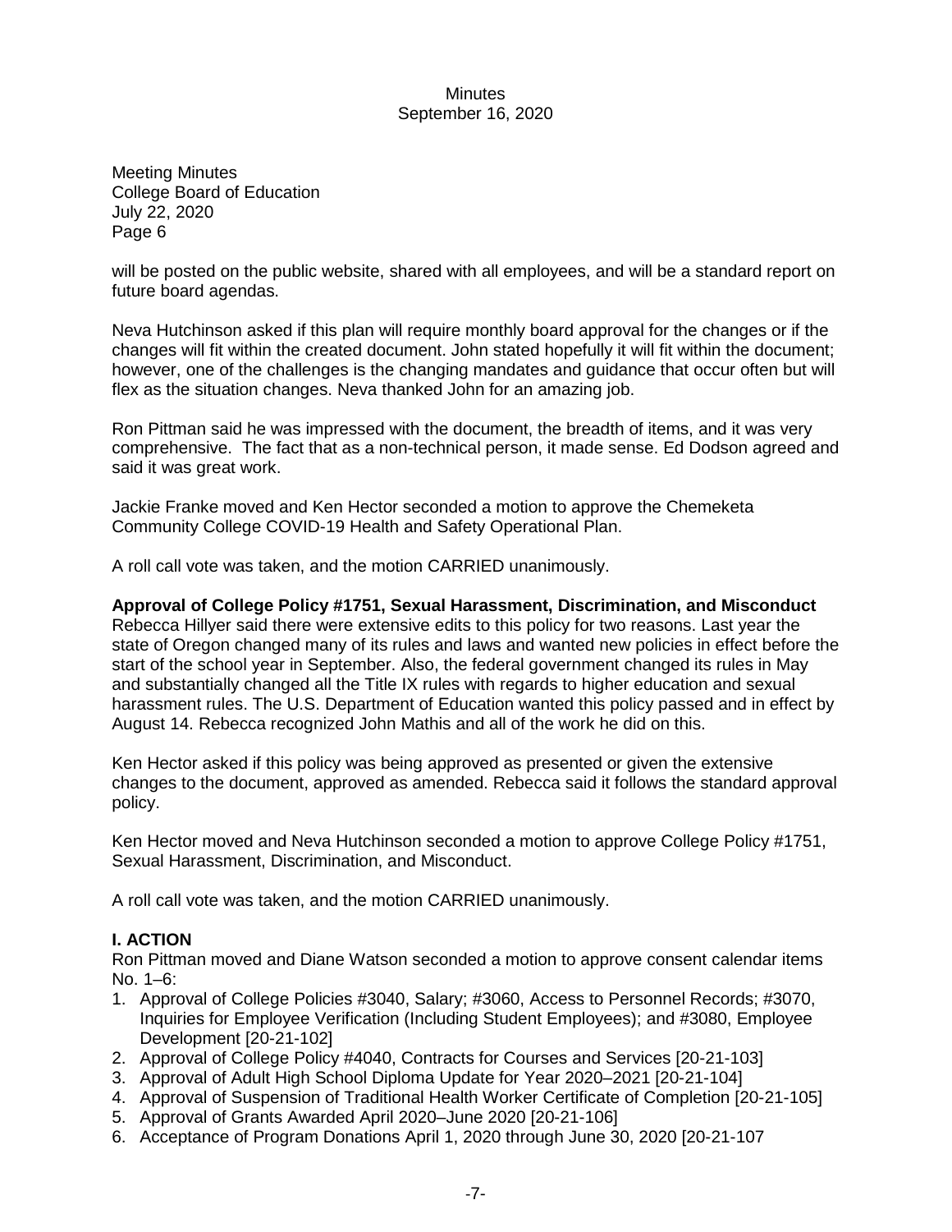will be posted on the public website, shared with all employees, and will be a standard report on future board agendas.

Neva Hutchinson asked if this plan will require monthly board approval for the changes or if the changes will fit within the created document. John stated hopefully it will fit within the document; however, one of the challenges is the changing mandates and guidance that occur often but will flex as the situation changes. Neva thanked John for an amazing job.

Ron Pittman said he was impressed with the document, the breadth of items, and it was very comprehensive. The fact that as a non-technical person, it made sense. Ed Dodson agreed and said it was great work.

Jackie Franke moved and Ken Hector seconded a motion to approve the Chemeketa Community College COVID-19 Health and Safety Operational Plan.

A roll call vote was taken, and the motion CARRIED unanimously.

**Approval of College Policy #1751, Sexual Harassment, Discrimination, and Misconduct**
Rebecca Hillyer said there were extensive edits to this policy for two reasons. Last year the state of Oregon changed many of its rules and laws and wanted new policies in effect before the start of the school year in September. Also, the federal government changed its rules in May and substantially changed all the Title IX rules with regards to higher education and sexual harassment rules. The U.S. Department of Education wanted this policy passed and in effect by August 14. Rebecca recognized John Mathis and all of the work he did on this.

Ken Hector asked if this policy was being approved as presented or given the extensive changes to the document, approved as amended. Rebecca said it follows the standard approval policy.

Ken Hector moved and Neva Hutchinson seconded a motion to approve College Policy #1751, Sexual Harassment, Discrimination, and Misconduct.

A roll call vote was taken, and the motion CARRIED unanimously.

**I. ACTION**
Ron Pittman moved and Diane Watson seconded a motion to approve consent calendar items No. 1–6:

1. Approval of College Policies #3040, Salary; #3060, Access to Personnel Records; #3070, Inquiries for Employee Verification (Including Student Employees); and #3080, Employee Development [20-21-102]
2. Approval of College Policy #4040, Contracts for Courses and Services [20-21-103]
3. Approval of Adult High School Diploma Update for Year 2020–2021 [20-21-104]
4. Approval of Suspension of Traditional Health Worker Certificate of Completion [20-21-105]
5. Approval of Grants Awarded April 2020–June 2020 [20-21-106]
6. Acceptance of Program Donations April 1, 2020 through June 30, 2020 [20-21-107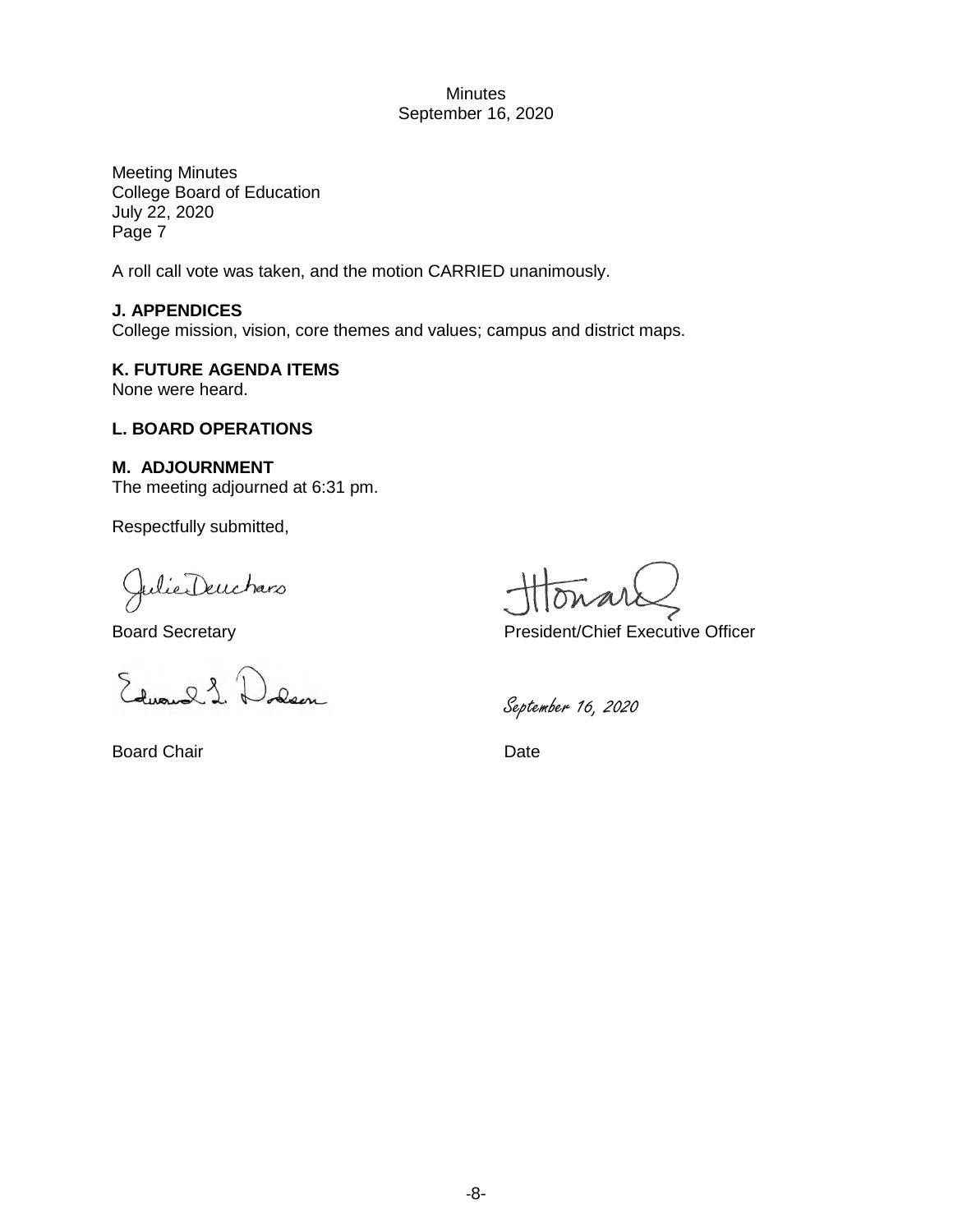Meeting Minutes
College Board of Education
July 22, 2020
Page 7

A roll call vote was taken, and the motion CARRIED unanimously.

**J. APPENDICES**
College mission, vision, core themes and values; campus and district maps.

**K. FUTURE AGENDA ITEMS**
None were heard.

**L. BOARD OPERATIONS**

**M. ADJOURNMENT**
The meeting adjourned at 6:31 pm.

Respectfully submitted,

Julie Deuchars
Board Secretary

J Howard
President/Chief Executive Officer

Edward L. Dodson
Board Chair

September 16, 2020
Date